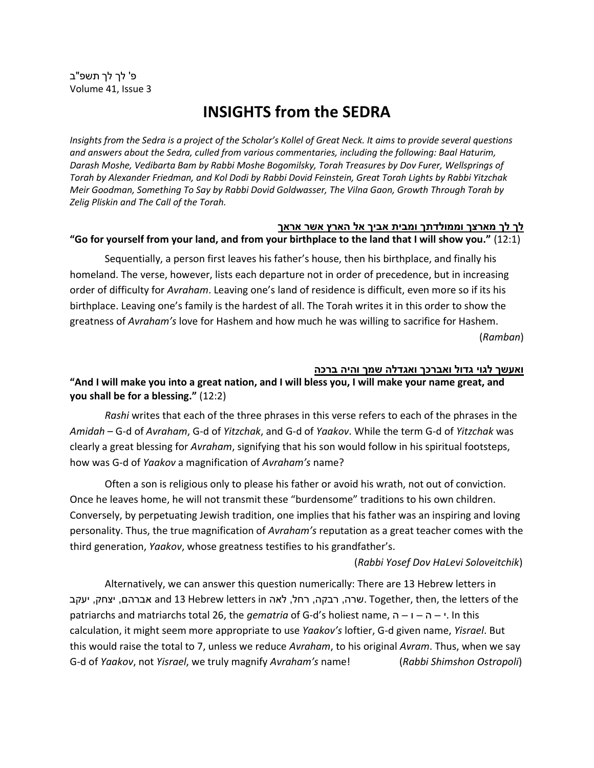פ' לך לך תשפ"ב
Volume 41, Issue 3

# INSIGHTS from the SEDRA

*Insights from the Sedra is a project of the Scholar's Kollel of Great Neck. It aims to provide several questions and answers about the Sedra, culled from various commentaries, including the following: Baal Haturim, Darash Moshe, Vedibarta Bam by Rabbi Moshe Bogomilsky, Torah Treasures by Dov Furer, Wellsprings of Torah by Alexander Friedman, and Kol Dodi by Rabbi Dovid Feinstein, Great Torah Lights by Rabbi Yitzchak Meir Goodman, Something To Say by Rabbi Dovid Goldwasser, The Vilna Gaon, Growth Through Torah by Zelig Pliskin and The Call of the Torah.*

**לך לך מארצך וממולדתך ומבית אביך אל הארץ אשר אראך**

**"Go for yourself from your land, and from your birthplace to the land that I will show you."** (12:1)

Sequentially, a person first leaves his father's house, then his birthplace, and finally his homeland. The verse, however, lists each departure not in order of precedence, but in increasing order of difficulty for *Avraham*. Leaving one's land of residence is difficult, even more so if its his birthplace. Leaving one's family is the hardest of all. The Torah writes it in this order to show the greatness of *Avraham's* love for Hashem and how much he was willing to sacrifice for Hashem.

(*Ramban*)

**ואעשך לגוי גדול ואברכך ואגדלה שמך והיה ברכה**

**"And I will make you into a great nation, and I will bless you, I will make your name great, and you shall be for a blessing."** (12:2)

*Rashi* writes that each of the three phrases in this verse refers to each of the phrases in the *Amidah* – G-d of *Avraham*, G-d of *Yitzchak*, and G-d of *Yaakov*. While the term G-d of *Yitzchak* was clearly a great blessing for *Avraham*, signifying that his son would follow in his spiritual footsteps, how was G-d of *Yaakov* a magnification of *Avraham's* name?

Often a son is religious only to please his father or avoid his wrath, not out of conviction. Once he leaves home, he will not transmit these "burdensome" traditions to his own children. Conversely, by perpetuating Jewish tradition, one implies that his father was an inspiring and loving personality. Thus, the true magnification of *Avraham's* reputation as a great teacher comes with the third generation, *Yaakov*, whose greatness testifies to his grandfather's.

(*Rabbi Yosef Dov HaLevi Soloveitchik*)

Alternatively, we can answer this question numerically: There are 13 Hebrew letters in אברהם, יצחק, יעקב and 13 Hebrew letters in שרה, רבקה, רחל, לאה. Together, then, the letters of the patriarchs and matriarchs total 26, the *gematria* of G-d's holiest name, י – ה – ו – ה. In this calculation, it might seem more appropriate to use *Yaakov's* loftier, G-d given name, *Yisrael*. But this would raise the total to 7, unless we reduce *Avraham*, to his original *Avram*. Thus, when we say G-d of *Yaakov*, not *Yisrael*, we truly magnify *Avraham's* name! (*Rabbi Shimshon Ostropoli*)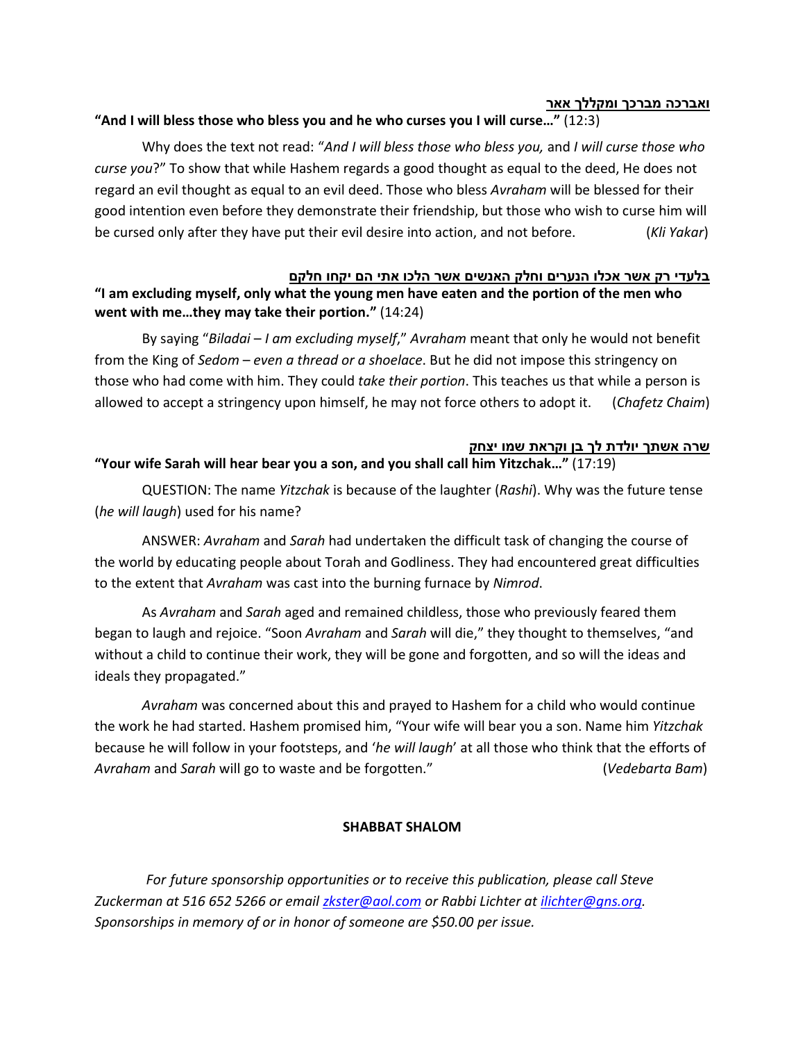**ואברכה מברכך ומקללך אאר**

**"And I will bless those who bless you and he who curses you I will curse…"** (12:3)

Why does the text not read: "*And I will bless those who bless you,* and *I will curse those who curse you*?" To show that while Hashem regards a good thought as equal to the deed, He does not regard an evil thought as equal to an evil deed. Those who bless *Avraham* will be blessed for their good intention even before they demonstrate their friendship, but those who wish to curse him will be cursed only after they have put their evil desire into action, and not before. (*Kli Yakar*)

**בלעדי רק אשר אכלו הנערים וחלק האנשים אשר הלכו אתי הם יקחו חלקם**

**"I am excluding myself, only what the young men have eaten and the portion of the men who went with me…they may take their portion."** (14:24)

By saying "*Biladai – I am excluding myself*," *Avraham* meant that only he would not benefit from the King of *Sedom – even a thread or a shoelace*. But he did not impose this stringency on those who had come with him. They could *take their portion*. This teaches us that while a person is allowed to accept a stringency upon himself, he may not force others to adopt it. (*Chafetz Chaim*)

**שרה אשתך יולדת לך בן וקראת שמו יצחק**

**"Your wife Sarah will hear bear you a son, and you shall call him Yitzchak…"** (17:19)

QUESTION: The name *Yitzchak* is because of the laughter (*Rashi*). Why was the future tense (*he will laugh*) used for his name?

ANSWER: *Avraham* and *Sarah* had undertaken the difficult task of changing the course of the world by educating people about Torah and Godliness. They had encountered great difficulties to the extent that *Avraham* was cast into the burning furnace by *Nimrod*.

As *Avraham* and *Sarah* aged and remained childless, those who previously feared them began to laugh and rejoice. "Soon *Avraham* and *Sarah* will die," they thought to themselves, "and without a child to continue their work, they will be gone and forgotten, and so will the ideas and ideals they propagated."

*Avraham* was concerned about this and prayed to Hashem for a child who would continue the work he had started. Hashem promised him, "Your wife will bear you a son. Name him *Yitzchak* because he will follow in your footsteps, and '*he will laugh*' at all those who think that the efforts of *Avraham* and *Sarah* will go to waste and be forgotten." (*Vedebarta Bam*)

**SHABBAT SHALOM**

*For future sponsorship opportunities or to receive this publication, please call Steve Zuckerman at 516 652 5266 or email [zkster@aol.com](mailto:zkster@aol.com) or Rabbi Lichter at [ilichter@gns.org](mailto:ilichter@gns.org). Sponsorships in memory of or in honor of someone are $50.00 per issue.*